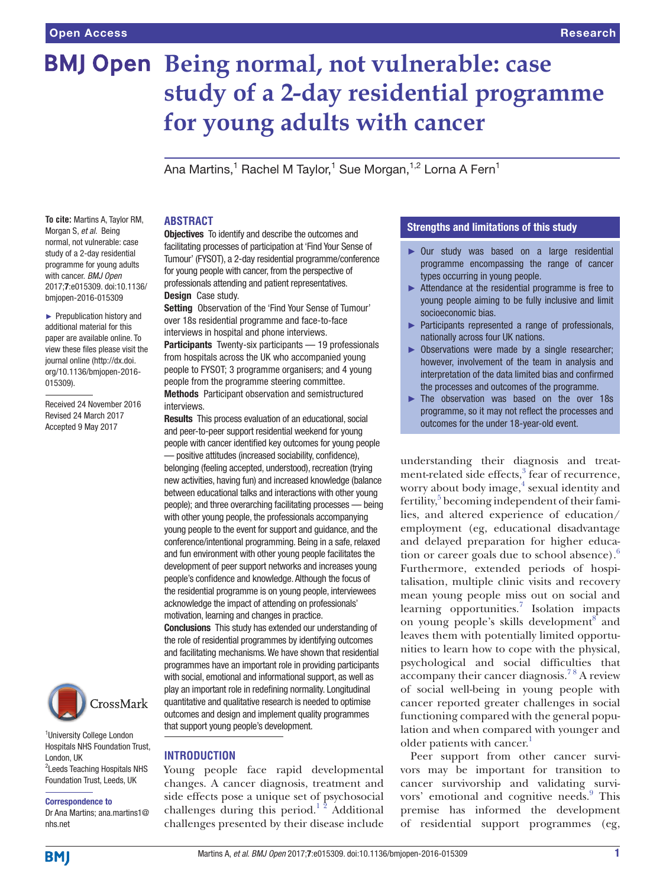Open Access

Research

# Being normal, not vulnerable: case study of a 2-day residential programme for young adults with cancer

Ana Martins,[1] Rachel M Taylor,[1] Sue Morgan,[1,2] Lorna A Fern[1]

**To cite:** Martins A, Taylor RM, Morgan S, *et al*. Being normal, not vulnerable: case study of a 2-day residential programme for young adults with cancer. *BMJ Open* 2017;**7**:e015309. doi:10.1136/bmjopen-2016-015309

► Prepublication history and additional material for this paper are available online. To view these files please visit the journal online (http://dx.doi.org/10.1136/bmjopen-2016-015309).

Received 24 November 2016
Revised 24 March 2017
Accepted 9 May 2017

[1]University College London Hospitals NHS Foundation Trust, London, UK
[2]Leeds Teaching Hospitals NHS Foundation Trust, Leeds, UK

**Correspondence to**
Dr Ana Martins; ana.martins1@nhs.net

## ABSTRACT

**Objectives** To identify and describe the outcomes and facilitating processes of participation at 'Find Your Sense of Tumour' (FYSOT), a 2-day residential programme/conference for young people with cancer, from the perspective of professionals attending and patient representatives.

**Design** Case study.

**Setting** Observation of the 'Find Your Sense of Tumour' over 18s residential programme and face-to-face interviews in hospital and phone interviews.

**Participants** Twenty-six participants — 19 professionals from hospitals across the UK who accompanied young people to FYSOT; 3 programme organisers; and 4 young people from the programme steering committee.

**Methods** Participant observation and semistructured interviews.

**Results** This process evaluation of an educational, social and peer-to-peer support residential weekend for young people with cancer identified key outcomes for young people — positive attitudes (increased sociability, confidence), belonging (feeling accepted, understood), recreation (trying new activities, having fun) and increased knowledge (balance between educational talks and interactions with other young people); and three overarching facilitating processes — being with other young people, the professionals accompanying young people to the event for support and guidance, and the conference/intentional programming. Being in a safe, relaxed and fun environment with other young people facilitates the development of peer support networks and increases young people's confidence and knowledge. Although the focus of the residential programme is on young people, interviewees acknowledge the impact of attending on professionals' motivation, learning and changes in practice.

**Conclusions** This study has extended our understanding of the role of residential programmes by identifying outcomes and facilitating mechanisms. We have shown that residential programmes have an important role in providing participants with social, emotional and informational support, as well as play an important role in redefining normality. Longitudinal quantitative and qualitative research is needed to optimise outcomes and design and implement quality programmes that support young people's development.

## Strengths and limitations of this study

- ► Our study was based on a large residential programme encompassing the range of cancer types occurring in young people.
- ► Attendance at the residential programme is free to young people aiming to be fully inclusive and limit socioeconomic bias.
- ► Participants represented a range of professionals, nationally across four UK nations.
- ► Observations were made by a single researcher; however, involvement of the team in analysis and interpretation of the data limited bias and confirmed the processes and outcomes of the programme.
- ► The observation was based on the over 18s programme, so it may not reflect the processes and outcomes for the under 18-year-old event.

## INTRODUCTION

Young people face rapid developmental changes. A cancer diagnosis, treatment and side effects pose a unique set of psychosocial challenges during this period.[1 2] Additional challenges presented by their disease include understanding their diagnosis and treatment-related side effects,[3] fear of recurrence, worry about body image,[4] sexual identity and fertility,[5] becoming independent of their families, and altered experience of education/employment (eg, educational disadvantage and delayed preparation for higher education or career goals due to school absence).[6] Furthermore, extended periods of hospitalisation, multiple clinic visits and recovery mean young people miss out on social and learning opportunities.[7] Isolation impacts on young people's skills development[8] and leaves them with potentially limited opportunities to learn how to cope with the physical, psychological and social difficulties that accompany their cancer diagnosis.[7 8] A review of social well-being in young people with cancer reported greater challenges in social functioning compared with the general population and when compared with younger and older patients with cancer.[1]

Peer support from other cancer survivors may be important for transition to cancer survivorship and validating survivors' emotional and cognitive needs.[9] This premise has informed the development of residential support programmes (eg,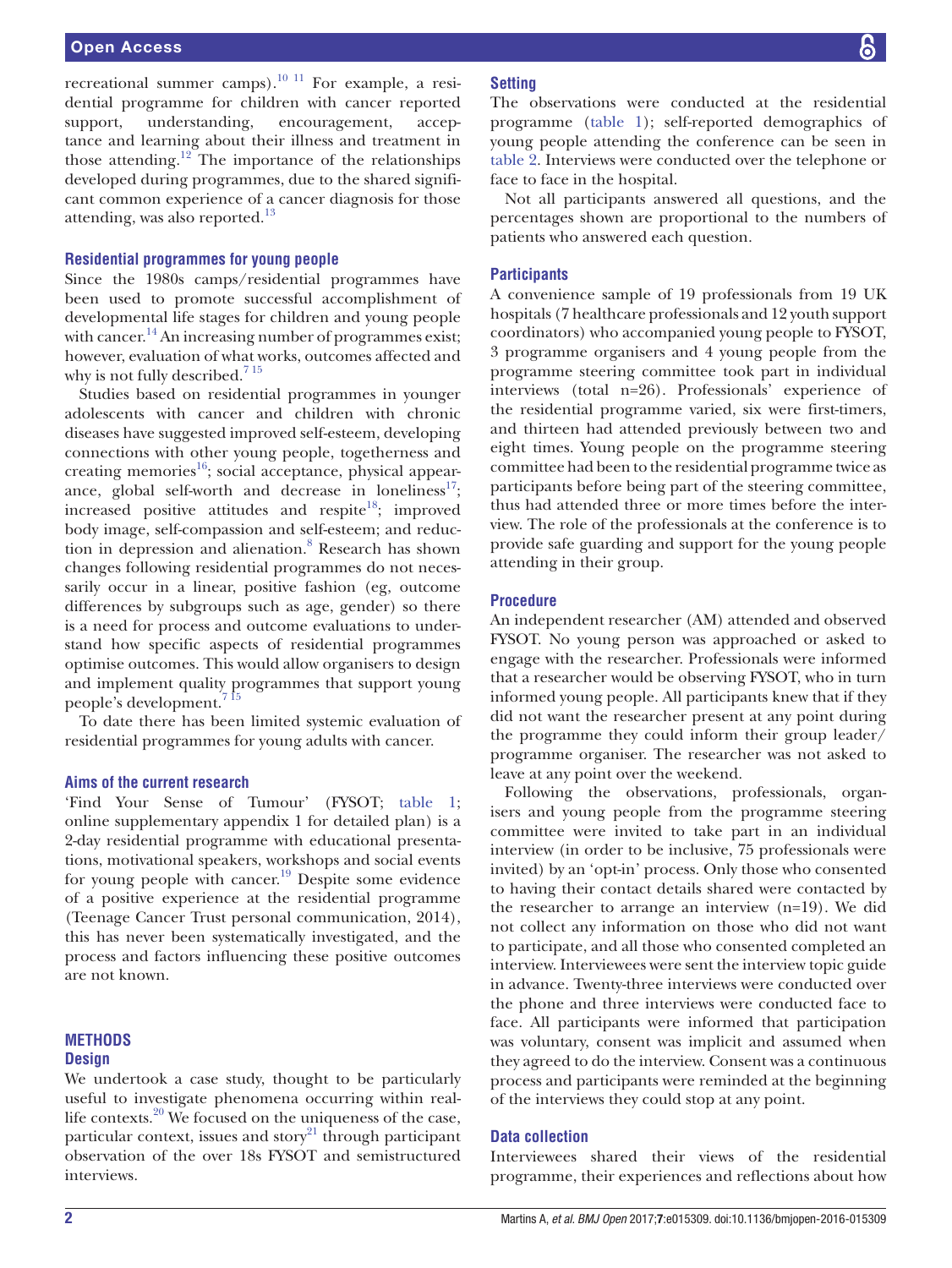recreational summer camps).[10 11] For example, a residential programme for children with cancer reported support, understanding, encouragement, acceptance and learning about their illness and treatment in those attending.[12] The importance of the relationships developed during programmes, due to the shared significant common experience of a cancer diagnosis for those attending, was also reported.[13]

### Residential programmes for young people

Since the 1980s camps/residential programmes have been used to promote successful accomplishment of developmental life stages for children and young people with cancer.[14] An increasing number of programmes exist; however, evaluation of what works, outcomes affected and why is not fully described.[7 15]

Studies based on residential programmes in younger adolescents with cancer and children with chronic diseases have suggested improved self-esteem, developing connections with other young people, togetherness and creating memories[16]; social acceptance, physical appearance, global self-worth and decrease in loneliness[17]; increased positive attitudes and respite[18]; improved body image, self-compassion and self-esteem; and reduction in depression and alienation.[8] Research has shown changes following residential programmes do not necessarily occur in a linear, positive fashion (eg, outcome differences by subgroups such as age, gender) so there is a need for process and outcome evaluations to understand how specific aspects of residential programmes optimise outcomes. This would allow organisers to design and implement quality programmes that support young people's development.[7 15]

To date there has been limited systemic evaluation of residential programmes for young adults with cancer.

### Aims of the current research

'Find Your Sense of Tumour' (FYSOT; table 1; online supplementary appendix 1 for detailed plan) is a 2-day residential programme with educational presentations, motivational speakers, workshops and social events for young people with cancer.[19] Despite some evidence of a positive experience at the residential programme (Teenage Cancer Trust personal communication, 2014), this has never been systematically investigated, and the process and factors influencing these positive outcomes are not known.

## METHODS

### Design

We undertook a case study, thought to be particularly useful to investigate phenomena occurring within real-life contexts.[20] We focused on the uniqueness of the case, particular context, issues and story[21] through participant observation of the over 18s FYSOT and semistructured interviews.

### Setting

The observations were conducted at the residential programme (table 1); self-reported demographics of young people attending the conference can be seen in table 2. Interviews were conducted over the telephone or face to face in the hospital.

Not all participants answered all questions, and the percentages shown are proportional to the numbers of patients who answered each question.

### Participants

A convenience sample of 19 professionals from 19 UK hospitals (7 healthcare professionals and 12 youth support coordinators) who accompanied young people to FYSOT, 3 programme organisers and 4 young people from the programme steering committee took part in individual interviews (total n=26). Professionals' experience of the residential programme varied, six were first-timers, and thirteen had attended previously between two and eight times. Young people on the programme steering committee had been to the residential programme twice as participants before being part of the steering committee, thus had attended three or more times before the interview. The role of the professionals at the conference is to provide safe guarding and support for the young people attending in their group.

### Procedure

An independent researcher (AM) attended and observed FYSOT. No young person was approached or asked to engage with the researcher. Professionals were informed that a researcher would be observing FYSOT, who in turn informed young people. All participants knew that if they did not want the researcher present at any point during the programme they could inform their group leader/programme organiser. The researcher was not asked to leave at any point over the weekend.

Following the observations, professionals, organisers and young people from the programme steering committee were invited to take part in an individual interview (in order to be inclusive, 75 professionals were invited) by an 'opt-in' process. Only those who consented to having their contact details shared were contacted by the researcher to arrange an interview (n=19). We did not collect any information on those who did not want to participate, and all those who consented completed an interview. Interviewees were sent the interview topic guide in advance. Twenty-three interviews were conducted over the phone and three interviews were conducted face to face. All participants were informed that participation was voluntary, consent was implicit and assumed when they agreed to do the interview. Consent was a continuous process and participants were reminded at the beginning of the interviews they could stop at any point.

### Data collection

Interviewees shared their views of the residential programme, their experiences and reflections about how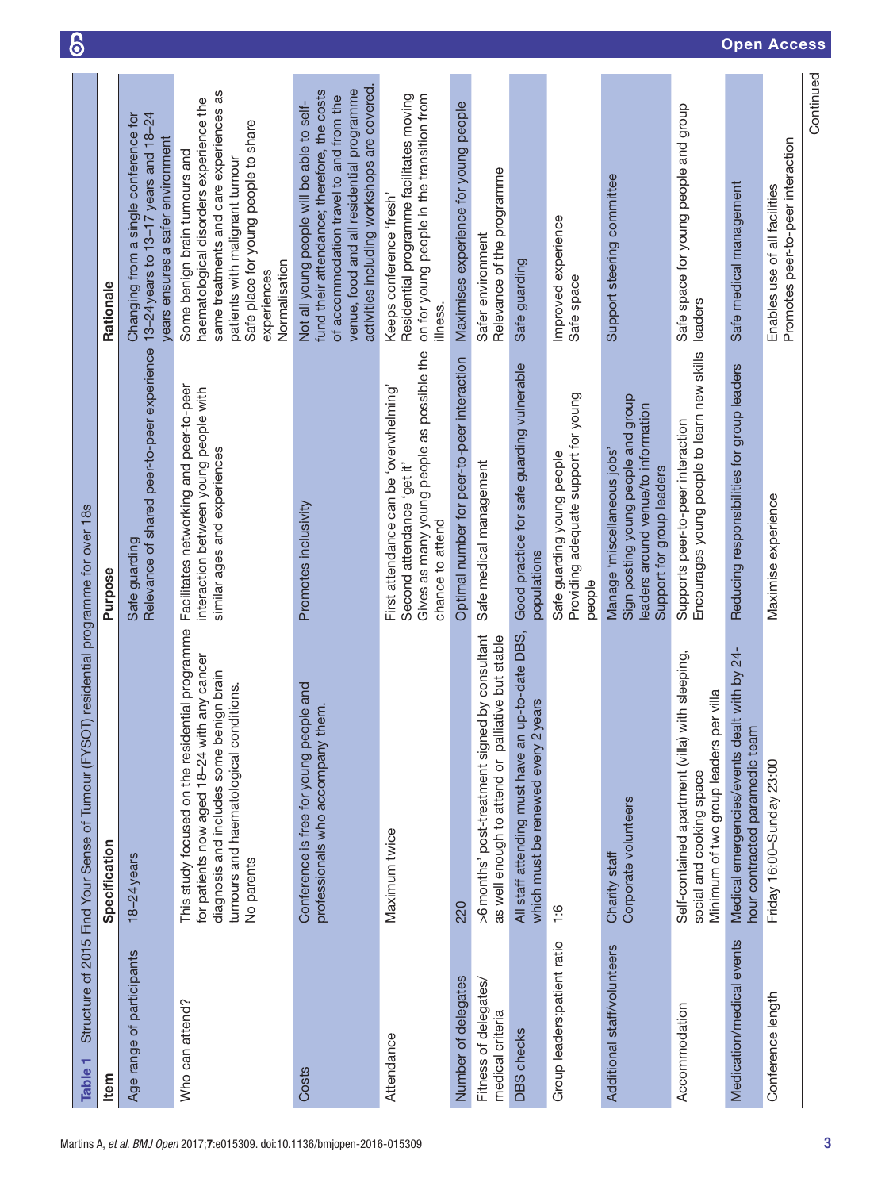**Table 1** Structure of 2015 Find Your Sense of Tumour (FYSOT) residential programme for over 18s

| Item | Specification | Purpose | Rationale |
|---|---|---|---|
| Age range of participants | 18–24 years | Safe guarding<br>Relevance of shared peer-to-peer experience | Changing from a single conference for 13–24 years to 13–17 years and 18–24 years ensures a safer environment |
| Who can attend? | This study focused on the residential programme for patients now aged 18–24 with any cancer diagnosis and includes some benign brain tumours and haematological conditions.<br>No parents | Facilitates networking and peer-to-peer interaction between young people with similar ages and experiences | Some benign brain tumours and haematological disorders experience the same treatments and care experiences as patients with malignant tumour<br>Safe place for young people to share experiences<br>Normalisation |
| Costs | Conference is free for young people and professionals who accompany them. | Promotes inclusivity | Not all young people will be able to self-fund their attendance; therefore, the costs of accommodation travel to and from the venue, food and all residential programme activities including workshops are covered. |
| Attendance | Maximum twice | First attendance can be 'overwhelming'<br>Second attendance 'get it'<br>Gives as many young people as possible the chance to attend | Keeps conference 'fresh'<br>Residential programme facilitates moving on for young people in the transition from illness. |
| Number of delegates | 220 | Optimal number for peer-to-peer interaction | Maximises experience for young people |
| Fitness of delegates/ medical criteria | >6 months' post-treatment signed by consultant as well enough to attend or palliative but stable | Safe medical management | Safer environment<br>Relevance of the programme |
| DBS checks | All staff attending must have an up-to-date DBS, which must be renewed every 2 years | Good practice for safe guarding vulnerable populations | Safe guarding |
| Group leaders:patient ratio | 1:6 | Safe guarding young people<br>Providing adequate support for young people | Improved experience<br>Safe space |
| Additional staff/volunteers | Charity staff<br>Corporate volunteers | Manage 'miscellaneous jobs'<br>Sign posting young people and group leaders around venue/to information<br>Support for group leaders | Support steering committee |
| Accommodation | Self-contained apartment (villa) with sleeping, social and cooking space<br>Minimum of two group leaders per villa | Supports peer-to-peer interaction<br>Encourages young people to learn new skills | Safe space for young people and group leaders |
| Medication/medical events | Medical emergencies/events dealt with by 24-hour contracted paramedic team | Reducing responsibilities for group leaders | Safe medical management |
| Conference length | Friday 16:00–Sunday 23:00 | Maximise experience | Enables use of all facilities<br>Promotes peer-to-peer interaction |

Continued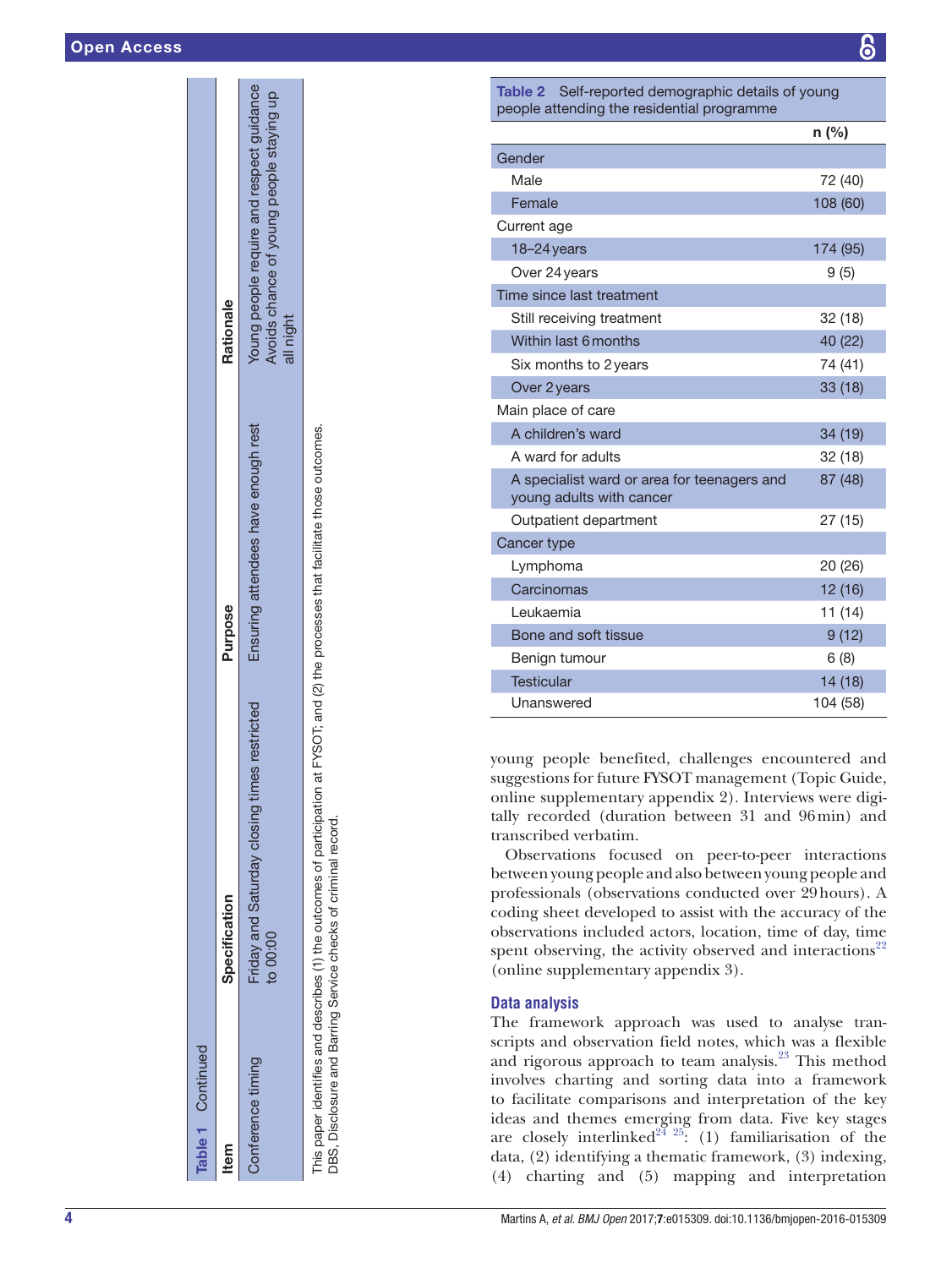**Table 1** Continued

| Item | Specification | Purpose | Rationale |
|---|---|---|---|
| Conference timing | Friday and Saturday closing times restricted to 00:00 | Ensuring attendees have enough rest | Young people require and respect guidance<br>Avoids chance of young people staying up all night |

This paper identifies and describes (1) the outcomes of participation at FYSOT; and (2) the processes that facilitate those outcomes.
DBS, Disclosure and Barring Service checks of criminal record.

**Table 2** Self-reported demographic details of young people attending the residential programme

| | n (%) |
|---|---|
| Gender | |
| Male | 72 (40) |
| Female | 108 (60) |
| Current age | |
| 18–24 years | 174 (95) |
| Over 24 years | 9 (5) |
| Time since last treatment | |
| Still receiving treatment | 32 (18) |
| Within last 6 months | 40 (22) |
| Six months to 2 years | 74 (41) |
| Over 2 years | 33 (18) |
| Main place of care | |
| A children's ward | 34 (19) |
| A ward for adults | 32 (18) |
| A specialist ward or area for teenagers and young adults with cancer | 87 (48) |
| Outpatient department | 27 (15) |
| Cancer type | |
| Lymphoma | 20 (26) |
| Carcinomas | 12 (16) |
| Leukaemia | 11 (14) |
| Bone and soft tissue | 9 (12) |
| Benign tumour | 6 (8) |
| Testicular | 14 (18) |
| Unanswered | 104 (58) |

young people benefited, challenges encountered and suggestions for future FYSOT management (Topic Guide, online supplementary appendix 2). Interviews were digitally recorded (duration between 31 and 96 min) and transcribed verbatim.

Observations focused on peer-to-peer interactions between young people and also between young people and professionals (observations conducted over 29 hours). A coding sheet developed to assist with the accuracy of the observations included actors, location, time of day, time spent observing, the activity observed and interactions[22] (online supplementary appendix 3).

### Data analysis

The framework approach was used to analyse transcripts and observation field notes, which was a flexible and rigorous approach to team analysis.[23] This method involves charting and sorting data into a framework to facilitate comparisons and interpretation of the key ideas and themes emerging from data. Five key stages are closely interlinked[24 25]: (1) familiarisation of the data, (2) identifying a thematic framework, (3) indexing, (4) charting and (5) mapping and interpretation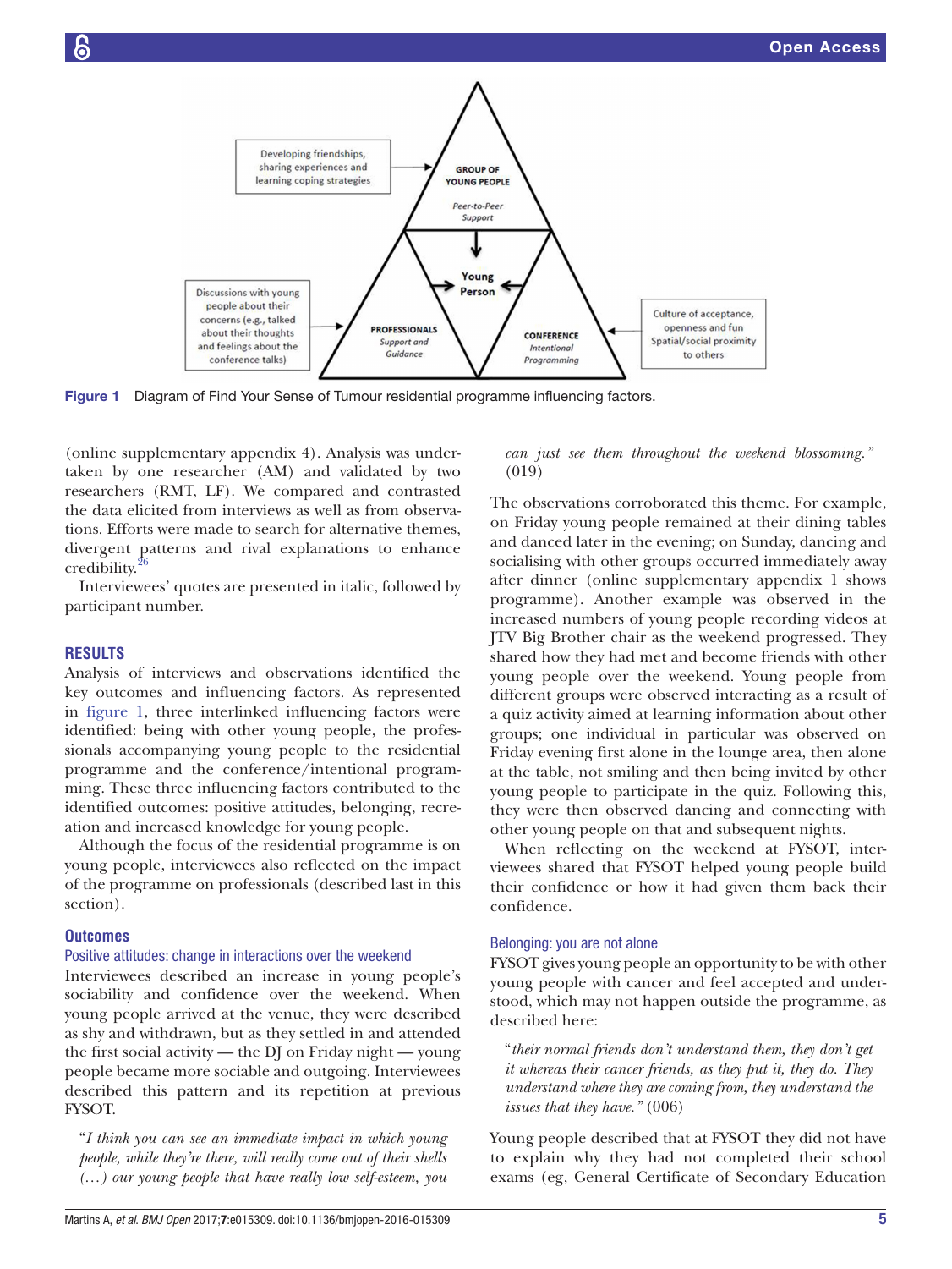Developing friendships, sharing experiences and learning coping strategies

GROUP OF YOUNG PEOPLE

Peer-to-Peer Support

Young Person

Discussions with young people about their concerns (e.g., talked about their thoughts and feelings about the conference talks)

PROFESSIONALS

Support and Guidance

CONFERENCE

Intentional Programming

Culture of acceptance, openness and fun Spatial/social proximity to others

**Figure 1** Diagram of Find Your Sense of Tumour residential programme influencing factors.

(online supplementary appendix 4). Analysis was undertaken by one researcher (AM) and validated by two researchers (RMT, LF). We compared and contrasted the data elicited from interviews as well as from observations. Efforts were made to search for alternative themes, divergent patterns and rival explanations to enhance credibility.[26]

Interviewees' quotes are presented in italic, followed by participant number.

## RESULTS

Analysis of interviews and observations identified the key outcomes and influencing factors. As represented in figure 1, three interlinked influencing factors were identified: being with other young people, the professionals accompanying young people to the residential programme and the conference/intentional programming. These three influencing factors contributed to the identified outcomes: positive attitudes, belonging, recreation and increased knowledge for young people.

Although the focus of the residential programme is on young people, interviewees also reflected on the impact of the programme on professionals (described last in this section).

### Outcomes

#### Positive attitudes: change in interactions over the weekend

Interviewees described an increase in young people's sociability and confidence over the weekend. When young people arrived at the venue, they were described as shy and withdrawn, but as they settled in and attended the first social activity — the DJ on Friday night — young people became more sociable and outgoing. Interviewees described this pattern and its repetition at previous FYSOT.

> "*I think you can see an immediate impact in which young people, while they're there, will really come out of their shells (…) our young people that have really low self-esteem, you can just see them throughout the weekend blossoming.*" (019)

The observations corroborated this theme. For example, on Friday young people remained at their dining tables and danced later in the evening; on Sunday, dancing and socialising with other groups occurred immediately away after dinner (online supplementary appendix 1 shows programme). Another example was observed in the increased numbers of young people recording videos at JTV Big Brother chair as the weekend progressed. They shared how they had met and become friends with other young people over the weekend. Young people from different groups were observed interacting as a result of a quiz activity aimed at learning information about other groups; one individual in particular was observed on Friday evening first alone in the lounge area, then alone at the table, not smiling and then being invited by other young people to participate in the quiz. Following this, they were then observed dancing and connecting with other young people on that and subsequent nights.

When reflecting on the weekend at FYSOT, interviewees shared that FYSOT helped young people build their confidence or how it had given them back their confidence.

#### Belonging: you are not alone

FYSOT gives young people an opportunity to be with other young people with cancer and feel accepted and understood, which may not happen outside the programme, as described here:

> "*their normal friends don't understand them, they don't get it whereas their cancer friends, as they put it, they do. They understand where they are coming from, they understand the issues that they have.*" (006)

Young people described that at FYSOT they did not have to explain why they had not completed their school exams (eg, General Certificate of Secondary Education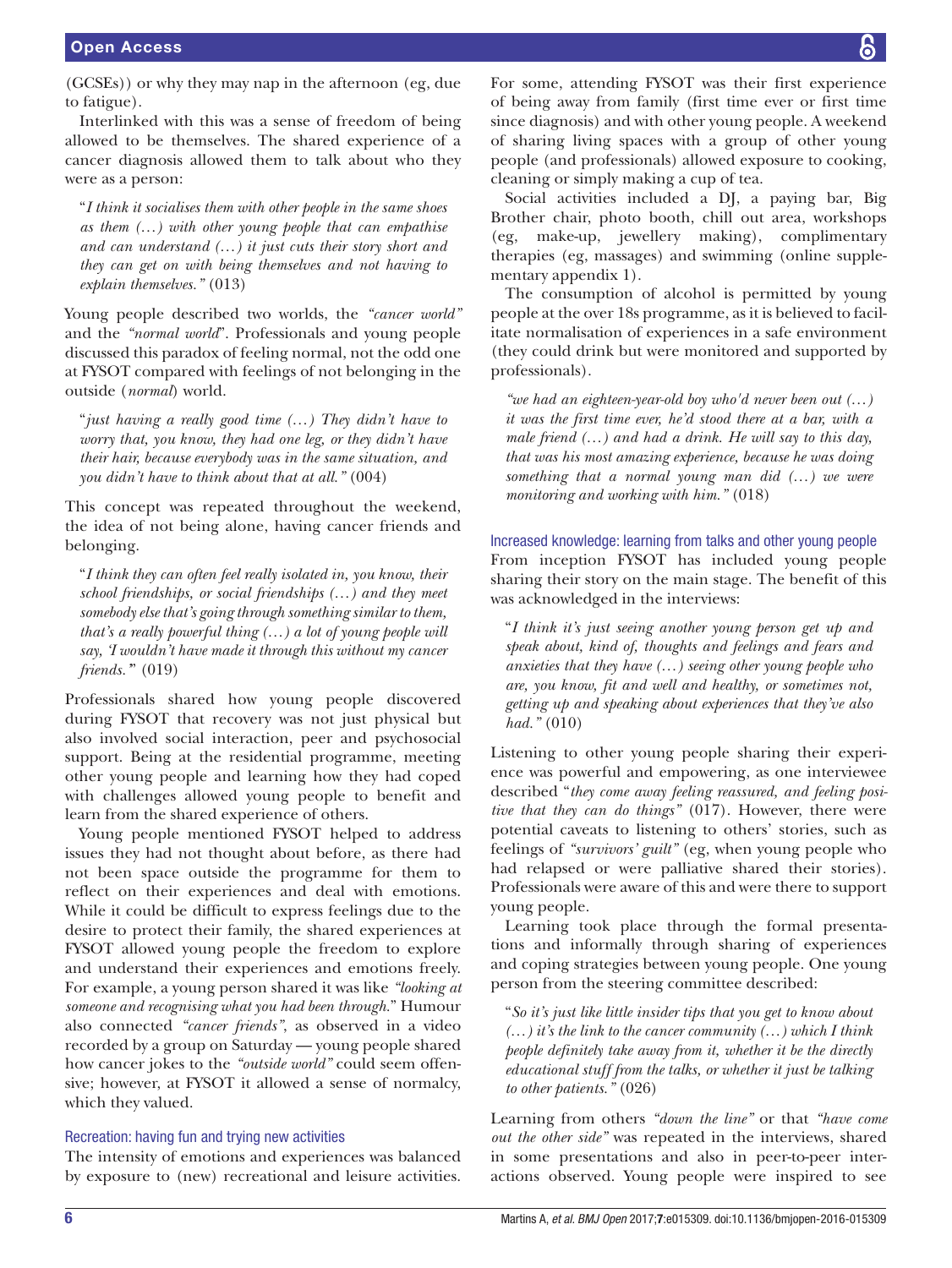(GCSEs)) or why they may nap in the afternoon (eg, due to fatigue).

Interlinked with this was a sense of freedom of being allowed to be themselves. The shared experience of a cancer diagnosis allowed them to talk about who they were as a person:

> "*I think it socialises them with other people in the same shoes as them (…) with other young people that can empathise and can understand (…) it just cuts their story short and they can get on with being themselves and not having to explain themselves.*" (013)

Young people described two worlds, the *"cancer world"* and the *"normal world*". Professionals and young people discussed this paradox of feeling normal, not the odd one at FYSOT compared with feelings of not belonging in the outside (*normal*) world.

> "*just having a really good time (…) They didn't have to worry that, you know, they had one leg, or they didn't have their hair, because everybody was in the same situation, and you didn't have to think about that at all.*" (004)

This concept was repeated throughout the weekend, the idea of not being alone, having cancer friends and belonging.

> "*I think they can often feel really isolated in, you know, their school friendships, or social friendships (…) and they meet somebody else that's going through something similar to them, that's a really powerful thing (…) a lot of young people will say, 'I wouldn't have made it through this without my cancer friends.*'" (019)

Professionals shared how young people discovered during FYSOT that recovery was not just physical but also involved social interaction, peer and psychosocial support. Being at the residential programme, meeting other young people and learning how they had coped with challenges allowed young people to benefit and learn from the shared experience of others.

Young people mentioned FYSOT helped to address issues they had not thought about before, as there had not been space outside the programme for them to reflect on their experiences and deal with emotions. While it could be difficult to express feelings due to the desire to protect their family, the shared experiences at FYSOT allowed young people the freedom to explore and understand their experiences and emotions freely. For example, a young person shared it was like *"looking at someone and recognising what you had been through.*" Humour also connected *"cancer friends"*, as observed in a video recorded by a group on Saturday — young people shared how cancer jokes to the *"outside world"* could seem offensive; however, at FYSOT it allowed a sense of normalcy, which they valued.

### Recreation: having fun and trying new activities

The intensity of emotions and experiences was balanced by exposure to (new) recreational and leisure activities. For some, attending FYSOT was their first experience of being away from family (first time ever or first time since diagnosis) and with other young people. A weekend of sharing living spaces with a group of other young people (and professionals) allowed exposure to cooking, cleaning or simply making a cup of tea.

Social activities included a DJ, a paying bar, Big Brother chair, photo booth, chill out area, workshops (eg, make-up, jewellery making), complimentary therapies (eg, massages) and swimming (online supplementary appendix 1).

The consumption of alcohol is permitted by young people at the over 18s programme, as it is believed to facilitate normalisation of experiences in a safe environment (they could drink but were monitored and supported by professionals).

> *"we had an eighteen-year-old boy who'd never been out (…) it was the first time ever, he'd stood there at a bar, with a male friend (…) and had a drink. He will say to this day, that was his most amazing experience, because he was doing something that a normal young man did (…) we were monitoring and working with him."* (018)

### Increased knowledge: learning from talks and other young people

From inception FYSOT has included young people sharing their story on the main stage. The benefit of this was acknowledged in the interviews:

> "*I think it's just seeing another young person get up and speak about, kind of, thoughts and feelings and fears and anxieties that they have (…) seeing other young people who are, you know, fit and well and healthy, or sometimes not, getting up and speaking about experiences that they've also had.*" (010)

Listening to other young people sharing their experience was powerful and empowering, as one interviewee described "*they come away feeling reassured, and feeling positive that they can do things*" (017). However, there were potential caveats to listening to others' stories, such as feelings of *"survivors' guilt"* (eg, when young people who had relapsed or were palliative shared their stories). Professionals were aware of this and were there to support young people.

Learning took place through the formal presentations and informally through sharing of experiences and coping strategies between young people. One young person from the steering committee described:

> "*So it's just like little insider tips that you get to know about (…) it's the link to the cancer community (…) which I think people definitely take away from it, whether it be the directly educational stuff from the talks, or whether it just be talking to other patients.*" (026)

Learning from others *"down the line"* or that *"have come out the other side"* was repeated in the interviews, shared in some presentations and also in peer-to-peer interactions observed. Young people were inspired to see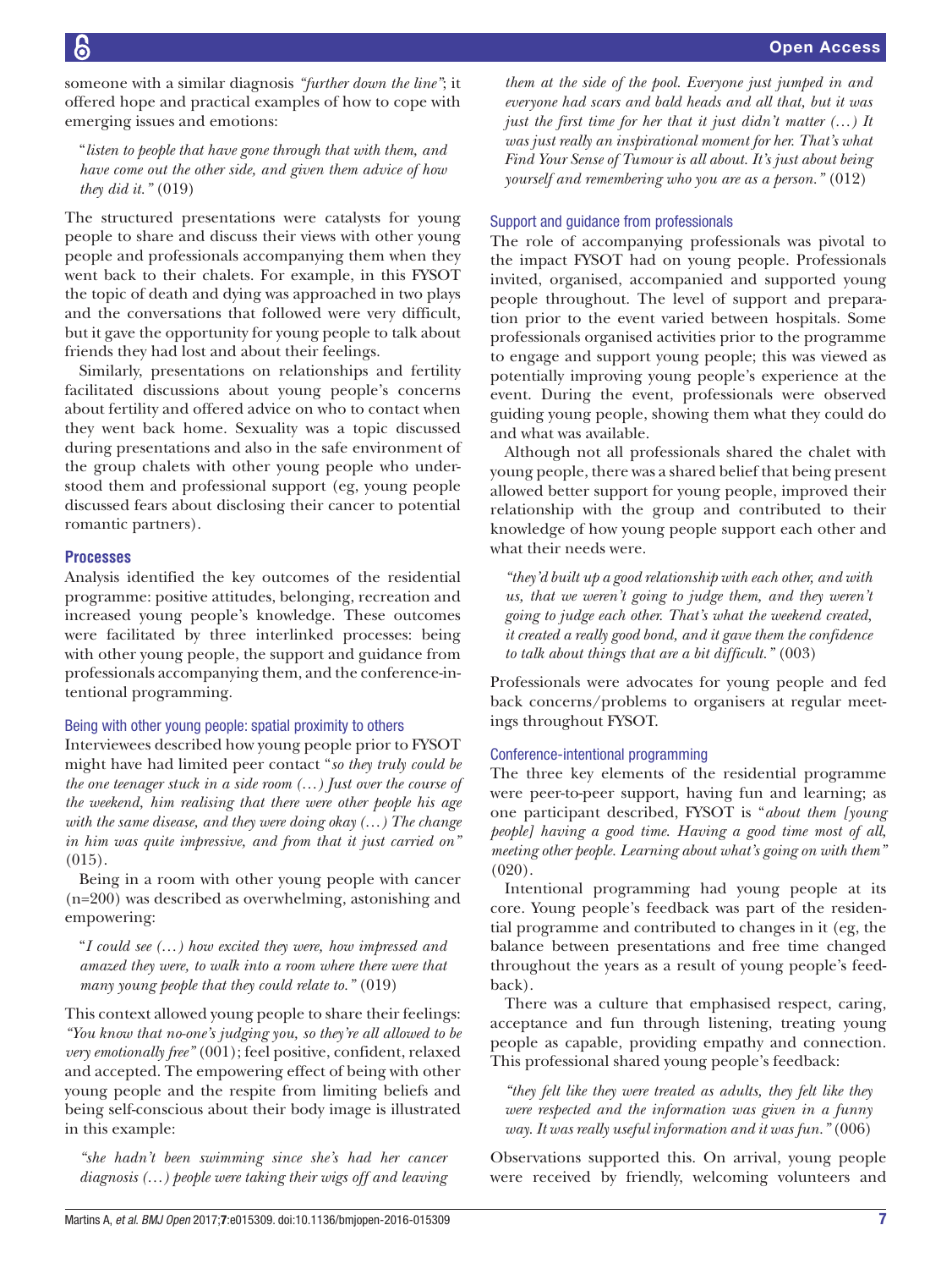someone with a similar diagnosis *"further down the line"*; it offered hope and practical examples of how to cope with emerging issues and emotions:

> "*listen to people that have gone through that with them, and have come out the other side, and given them advice of how they did it."* (019)

The structured presentations were catalysts for young people to share and discuss their views with other young people and professionals accompanying them when they went back to their chalets. For example, in this FYSOT the topic of death and dying was approached in two plays and the conversations that followed were very difficult, but it gave the opportunity for young people to talk about friends they had lost and about their feelings.

Similarly, presentations on relationships and fertility facilitated discussions about young people's concerns about fertility and offered advice on who to contact when they went back home. Sexuality was a topic discussed during presentations and also in the safe environment of the group chalets with other young people who understood them and professional support (eg, young people discussed fears about disclosing their cancer to potential romantic partners).

### Processes

Analysis identified the key outcomes of the residential programme: positive attitudes, belonging, recreation and increased young people's knowledge. These outcomes were facilitated by three interlinked processes: being with other young people, the support and guidance from professionals accompanying them, and the conference-intentional programming.

#### Being with other young people: spatial proximity to others

Interviewees described how young people prior to FYSOT might have had limited peer contact "*so they truly could be the one teenager stuck in a side room (…) Just over the course of the weekend, him realising that there were other people his age with the same disease, and they were doing okay (…) The change in him was quite impressive, and from that it just carried on"* (015).

Being in a room with other young people with cancer (n=200) was described as overwhelming, astonishing and empowering:

> "*I could see (…) how excited they were, how impressed and amazed they were, to walk into a room where there were that many young people that they could relate to."* (019)

This context allowed young people to share their feelings: *"You know that no-one's judging you, so they're all allowed to be very emotionally free"* (001); feel positive, confident, relaxed and accepted. The empowering effect of being with other young people and the respite from limiting beliefs and being self-conscious about their body image is illustrated in this example:

> *"she hadn't been swimming since she's had her cancer diagnosis (…) people were taking their wigs off and leaving them at the side of the pool. Everyone just jumped in and everyone had scars and bald heads and all that, but it was just the first time for her that it just didn't matter (…) It was just really an inspirational moment for her. That's what Find Your Sense of Tumour is all about. It's just about being yourself and remembering who you are as a person."* (012)

#### Support and guidance from professionals

The role of accompanying professionals was pivotal to the impact FYSOT had on young people. Professionals invited, organised, accompanied and supported young people throughout. The level of support and preparation prior to the event varied between hospitals. Some professionals organised activities prior to the programme to engage and support young people; this was viewed as potentially improving young people's experience at the event. During the event, professionals were observed guiding young people, showing them what they could do and what was available.

Although not all professionals shared the chalet with young people, there was a shared belief that being present allowed better support for young people, improved their relationship with the group and contributed to their knowledge of how young people support each other and what their needs were.

> *"they'd built up a good relationship with each other, and with us, that we weren't going to judge them, and they weren't going to judge each other. That's what the weekend created, it created a really good bond, and it gave them the confidence to talk about things that are a bit difficult."* (003)

Professionals were advocates for young people and fed back concerns/problems to organisers at regular meetings throughout FYSOT.

#### Conference-intentional programming

The three key elements of the residential programme were peer-to-peer support, having fun and learning; as one participant described, FYSOT is "*about them [young people] having a good time. Having a good time most of all, meeting other people. Learning about what's going on with them"* (020).

Intentional programming had young people at its core. Young people's feedback was part of the residential programme and contributed to changes in it (eg, the balance between presentations and free time changed throughout the years as a result of young people's feedback).

There was a culture that emphasised respect, caring, acceptance and fun through listening, treating young people as capable, providing empathy and connection. This professional shared young people's feedback:

> *"they felt like they were treated as adults, they felt like they were respected and the information was given in a funny way. It was really useful information and it was fun."* (006)

Observations supported this. On arrival, young people were received by friendly, welcoming volunteers and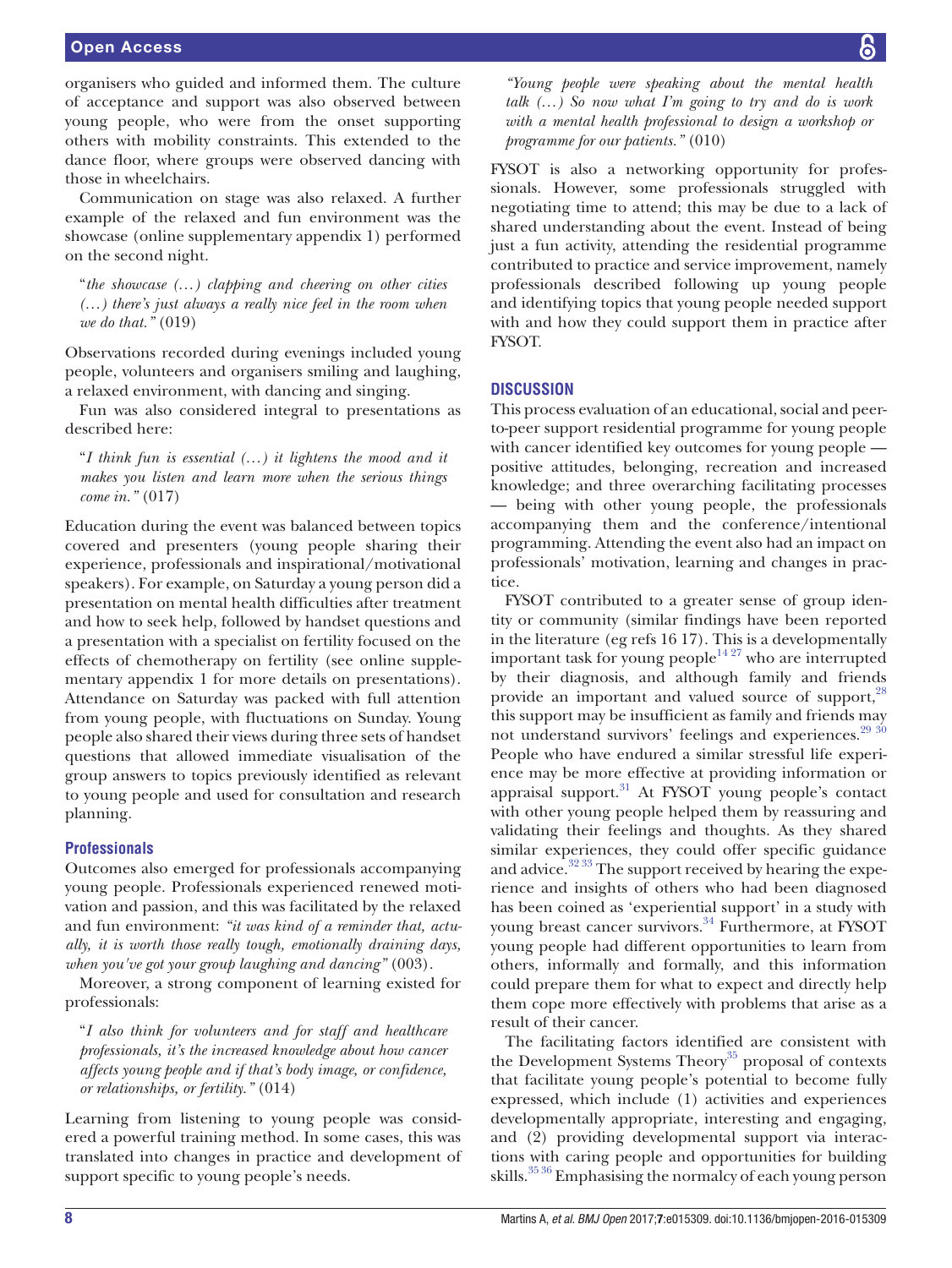organisers who guided and informed them. The culture of acceptance and support was also observed between young people, who were from the onset supporting others with mobility constraints. This extended to the dance floor, where groups were observed dancing with those in wheelchairs.

Communication on stage was also relaxed. A further example of the relaxed and fun environment was the showcase (online supplementary appendix 1) performed on the second night.

> "*the showcase (…) clapping and cheering on other cities (…) there's just always a really nice feel in the room when we do that."* (019)

Observations recorded during evenings included young people, volunteers and organisers smiling and laughing, a relaxed environment, with dancing and singing.

Fun was also considered integral to presentations as described here:

> "*I think fun is essential (…) it lightens the mood and it makes you listen and learn more when the serious things come in."* (017)

Education during the event was balanced between topics covered and presenters (young people sharing their experience, professionals and inspirational/motivational speakers). For example, on Saturday a young person did a presentation on mental health difficulties after treatment and how to seek help, followed by handset questions and a presentation with a specialist on fertility focused on the effects of chemotherapy on fertility (see online supplementary appendix 1 for more details on presentations). Attendance on Saturday was packed with full attention from young people, with fluctuations on Sunday. Young people also shared their views during three sets of handset questions that allowed immediate visualisation of the group answers to topics previously identified as relevant to young people and used for consultation and research planning.

### Professionals

Outcomes also emerged for professionals accompanying young people. Professionals experienced renewed motivation and passion, and this was facilitated by the relaxed and fun environment: *"it was kind of a reminder that, actually, it is worth those really tough, emotionally draining days, when you've got your group laughing and dancing"* (003).

Moreover, a strong component of learning existed for professionals:

> "*I also think for volunteers and for staff and healthcare professionals, it's the increased knowledge about how cancer affects young people and if that's body image, or confidence, or relationships, or fertility."* (014)

Learning from listening to young people was considered a powerful training method. In some cases, this was translated into changes in practice and development of support specific to young people's needs.

> *"Young people were speaking about the mental health talk (…) So now what I'm going to try and do is work with a mental health professional to design a workshop or programme for our patients."* (010)

FYSOT is also a networking opportunity for professionals. However, some professionals struggled with negotiating time to attend; this may be due to a lack of shared understanding about the event. Instead of being just a fun activity, attending the residential programme contributed to practice and service improvement, namely professionals described following up young people and identifying topics that young people needed support with and how they could support them in practice after FYSOT.

## Discussion

This process evaluation of an educational, social and peer-to-peer support residential programme for young people with cancer identified key outcomes for young people — positive attitudes, belonging, recreation and increased knowledge; and three overarching facilitating processes — being with other young people, the professionals accompanying them and the conference/intentional programming. Attending the event also had an impact on professionals' motivation, learning and changes in practice.

FYSOT contributed to a greater sense of group identity or community (similar findings have been reported in the literature (eg refs 16 17). This is a developmentally important task for young people[14,27] who are interrupted by their diagnosis, and although family and friends provide an important and valued source of support,[28] this support may be insufficient as family and friends may not understand survivors' feelings and experiences.[29,30] People who have endured a similar stressful life experience may be more effective at providing information or appraisal support.[31] At FYSOT young people's contact with other young people helped them by reassuring and validating their feelings and thoughts. As they shared similar experiences, they could offer specific guidance and advice.[32,33] The support received by hearing the experience and insights of others who had been diagnosed has been coined as 'experiential support' in a study with young breast cancer survivors.[34] Furthermore, at FYSOT young people had different opportunities to learn from others, informally and formally, and this information could prepare them for what to expect and directly help them cope more effectively with problems that arise as a result of their cancer.

The facilitating factors identified are consistent with the Development Systems Theory[35] proposal of contexts that facilitate young people's potential to become fully expressed, which include (1) activities and experiences developmentally appropriate, interesting and engaging, and (2) providing developmental support via interactions with caring people and opportunities for building skills.[35,36] Emphasising the normalcy of each young person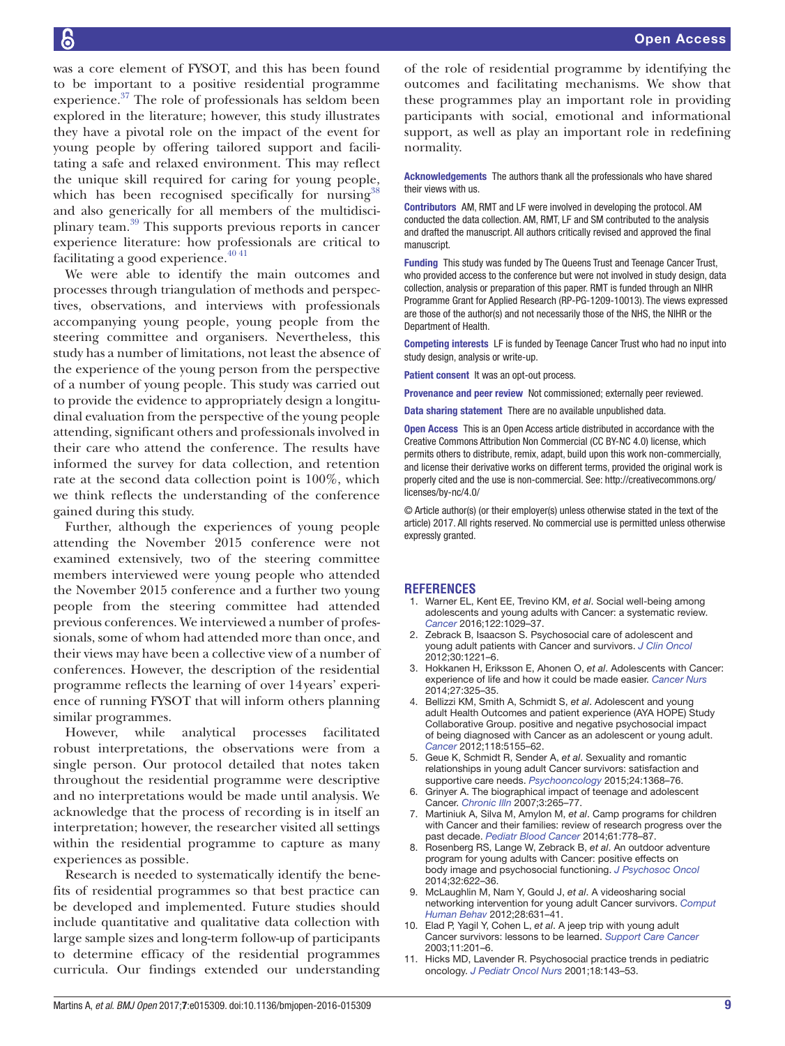was a core element of FYSOT, and this has been found to be important to a positive residential programme experience.[37] The role of professionals has seldom been explored in the literature; however, this study illustrates they have a pivotal role on the impact of the event for young people by offering tailored support and facilitating a safe and relaxed environment. This may reflect the unique skill required for caring for young people, which has been recognised specifically for nursing[38] and also generically for all members of the multidisciplinary team.[39] This supports previous reports in cancer experience literature: how professionals are critical to facilitating a good experience.[40 41]

We were able to identify the main outcomes and processes through triangulation of methods and perspectives, observations, and interviews with professionals accompanying young people, young people from the steering committee and organisers. Nevertheless, this study has a number of limitations, not least the absence of the experience of the young person from the perspective of a number of young people. This study was carried out to provide the evidence to appropriately design a longitudinal evaluation from the perspective of the young people attending, significant others and professionals involved in their care who attend the conference. The results have informed the survey for data collection, and retention rate at the second data collection point is 100%, which we think reflects the understanding of the conference gained during this study.

Further, although the experiences of young people attending the November 2015 conference were not examined extensively, two of the steering committee members interviewed were young people who attended the November 2015 conference and a further two young people from the steering committee had attended previous conferences. We interviewed a number of professionals, some of whom had attended more than once, and their views may have been a collective view of a number of conferences. However, the description of the residential programme reflects the learning of over 14 years' experience of running FYSOT that will inform others planning similar programmes.

However, while analytical processes facilitated robust interpretations, the observations were from a single person. Our protocol detailed that notes taken throughout the residential programme were descriptive and no interpretations would be made until analysis. We acknowledge that the process of recording is in itself an interpretation; however, the researcher visited all settings within the residential programme to capture as many experiences as possible.

Research is needed to systematically identify the benefits of residential programmes so that best practice can be developed and implemented. Future studies should include quantitative and qualitative data collection with large sample sizes and long-term follow-up of participants to determine efficacy of the residential programmes curricula. Our findings extended our understanding of the role of residential programme by identifying the outcomes and facilitating mechanisms. We show that these programmes play an important role in providing participants with social, emotional and informational support, as well as play an important role in redefining normality.

**Acknowledgements** The authors thank all the professionals who have shared their views with us.

**Contributors** AM, RMT and LF were involved in developing the protocol. AM conducted the data collection. AM, RMT, LF and SM contributed to the analysis and drafted the manuscript. All authors critically revised and approved the final manuscript.

**Funding** This study was funded by The Queens Trust and Teenage Cancer Trust, who provided access to the conference but were not involved in study design, data collection, analysis or preparation of this paper. RMT is funded through an NIHR Programme Grant for Applied Research (RP-PG-1209-10013). The views expressed are those of the author(s) and not necessarily those of the NHS, the NIHR or the Department of Health.

**Competing interests** LF is funded by Teenage Cancer Trust who had no input into study design, analysis or write-up.

**Patient consent** It was an opt-out process.

**Provenance and peer review** Not commissioned; externally peer reviewed.

**Data sharing statement** There are no available unpublished data.

**Open Access** This is an Open Access article distributed in accordance with the Creative Commons Attribution Non Commercial (CC BY-NC 4.0) license, which permits others to distribute, remix, adapt, build upon this work non-commercially, and license their derivative works on different terms, provided the original work is properly cited and the use is non-commercial. See: http://creativecommons.org/licenses/by-nc/4.0/

© Article author(s) (or their employer(s) unless otherwise stated in the text of the article) 2017. All rights reserved. No commercial use is permitted unless otherwise expressly granted.

## REFERENCES

1. Warner EL, Kent EE, Trevino KM, *et al*. Social well-being among adolescents and young adults with Cancer: a systematic review. *Cancer* 2016;122:1029–37.
2. Zebrack B, Isaacson S. Psychosocial care of adolescent and young adult patients with Cancer and survivors. *J Clin Oncol* 2012;30:1221–6.
3. Hokkanen H, Eriksson E, Ahonen O, *et al*. Adolescents with Cancer: experience of life and how it could be made easier. *Cancer Nurs* 2014;27:325–35.
4. Bellizzi KM, Smith A, Schmidt S, *et al*. Adolescent and young adult Health Outcomes and patient experience (AYA HOPE) Study Collaborative Group. positive and negative psychosocial impact of being diagnosed with Cancer as an adolescent or young adult. *Cancer* 2012;118:5155–62.
5. Geue K, Schmidt R, Sender A, *et al*. Sexuality and romantic relationships in young adult Cancer survivors: satisfaction and supportive care needs. *Psychooncology* 2015;24:1368–76.
6. Grinyer A. The biographical impact of teenage and adolescent Cancer. *Chronic Illn* 2007;3:265–77.
7. Martiniuk A, Silva M, Amylon M, *et al*. Camp programs for children with Cancer and their families: review of research progress over the past decade. *Pediatr Blood Cancer* 2014;61:778–87.
8. Rosenberg RS, Lange W, Zebrack B, *et al*. An outdoor adventure program for young adults with Cancer: positive effects on body image and psychosocial functioning. *J Psychosoc Oncol* 2014;32:622–36.
9. McLaughlin M, Nam Y, Gould J, *et al*. A videosharing social networking intervention for young adult Cancer survivors. *Comput Human Behav* 2012;28:631–41.
10. Elad P, Yagil Y, Cohen L, *et al*. A jeep trip with young adult Cancer survivors: lessons to be learned. *Support Care Cancer* 2003;11:201–6.
11. Hicks MD, Lavender R. Psychosocial practice trends in pediatric oncology. *J Pediatr Oncol Nurs* 2001;18:143–53.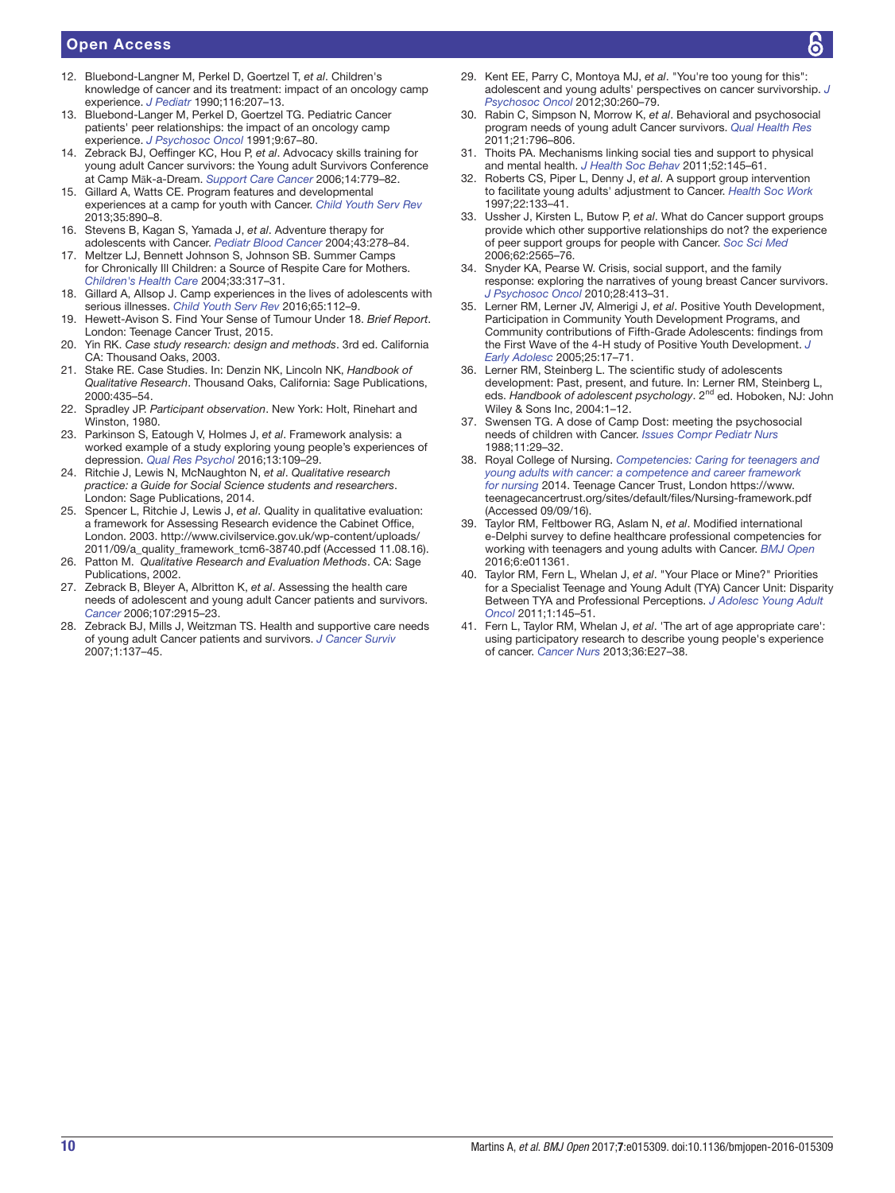12. Bluebond-Langner M, Perkel D, Goertzel T, *et al*. Children's knowledge of cancer and its treatment: impact of an oncology camp experience. *J Pediatr* 1990;116:207–13.
13. Bluebond-Langer M, Perkel D, Goertzel TG. Pediatric Cancer patients' peer relationships: the impact of an oncology camp experience. *J Psychosoc Oncol* 1991;9:67–80.
14. Zebrack BJ, Oeffinger KC, Hou P, *et al*. Advocacy skills training for young adult Cancer survivors: the Young adult Survivors Conference at Camp Māk-a-Dream. *Support Care Cancer* 2006;14:779–82.
15. Gillard A, Watts CE. Program features and developmental experiences at a camp for youth with Cancer. *Child Youth Serv Rev* 2013;35:890–8.
16. Stevens B, Kagan S, Yamada J, *et al*. Adventure therapy for adolescents with Cancer. *Pediatr Blood Cancer* 2004;43:278–84.
17. Meltzer LJ, Bennett Johnson S, Johnson SB. Summer Camps for Chronically Ill Children: a Source of Respite Care for Mothers. *Children's Health Care* 2004;33:317–31.
18. Gillard A, Allsop J. Camp experiences in the lives of adolescents with serious illnesses. *Child Youth Serv Rev* 2016;65:112–9.
19. Hewett-Avison S. Find Your Sense of Tumour Under 18. *Brief Report*. London: Teenage Cancer Trust, 2015.
20. Yin RK. *Case study research: design and methods*. 3rd ed. California CA: Thousand Oaks, 2003.
21. Stake RE. Case Studies. In: Denzin NK, Lincoln NK, *Handbook of Qualitative Research*. Thousand Oaks, California: Sage Publications, 2000:435–54.
22. Spradley JP. *Participant observation*. New York: Holt, Rinehart and Winston, 1980.
23. Parkinson S, Eatough V, Holmes J, *et al*. Framework analysis: a worked example of a study exploring young people's experiences of depression. *Qual Res Psychol* 2016;13:109–29.
24. Ritchie J, Lewis N, McNaughton N, *et al*. *Qualitative research practice: a Guide for Social Science students and researchers*. London: Sage Publications, 2014.
25. Spencer L, Ritchie J, Lewis J, *et al*. Quality in qualitative evaluation: a framework for Assessing Research evidence the Cabinet Office, London. 2003. http://www.civilservice.gov.uk/wp-content/uploads/2011/09/a_quality_framework_tcm6-38740.pdf (Accessed 11.08.16).
26. Patton M. *Qualitative Research and Evaluation Methods*. CA: Sage Publications, 2002.
27. Zebrack B, Bleyer A, Albritton K, *et al*. Assessing the health care needs of adolescent and young adult Cancer patients and survivors. *Cancer* 2006;107:2915–23.
28. Zebrack BJ, Mills J, Weitzman TS. Health and supportive care needs of young adult Cancer patients and survivors. *J Cancer Surviv* 2007;1:137–45.
29. Kent EE, Parry C, Montoya MJ, *et al*. "You're too young for this": adolescent and young adults' perspectives on cancer survivorship. *J Psychosoc Oncol* 2012;30:260–79.
30. Rabin C, Simpson N, Morrow K, *et al*. Behavioral and psychosocial program needs of young adult Cancer survivors. *Qual Health Res* 2011;21:796–806.
31. Thoits PA. Mechanisms linking social ties and support to physical and mental health. *J Health Soc Behav* 2011;52:145–61.
32. Roberts CS, Piper L, Denny J, *et al*. A support group intervention to facilitate young adults' adjustment to Cancer. *Health Soc Work* 1997;22:133–41.
33. Ussher J, Kirsten L, Butow P, *et al*. What do Cancer support groups provide which other supportive relationships do not? the experience of peer support groups for people with Cancer. *Soc Sci Med* 2006;62:2565–76.
34. Snyder KA, Pearse W. Crisis, social support, and the family response: exploring the narratives of young breast Cancer survivors. *J Psychosoc Oncol* 2010;28:413–31.
35. Lerner RM, Lerner JV, Almerigi J, *et al*. Positive Youth Development, Participation in Community Youth Development Programs, and Community contributions of Fifth-Grade Adolescents: findings from the First Wave of the 4-H study of Positive Youth Development. *J Early Adolesc* 2005;25:17–71.
36. Lerner RM, Steinberg L. The scientific study of adolescents development: Past, present, and future. In: Lerner RM, Steinberg L, eds. *Handbook of adolescent psychology*. 2nd ed. Hoboken, NJ: John Wiley & Sons Inc, 2004:1–12.
37. Swensen TG. A dose of Camp Dost: meeting the psychosocial needs of children with Cancer. *Issues Compr Pediatr Nurs* 1988;11:29–32.
38. Royal College of Nursing. *Competencies: Caring for teenagers and young adults with cancer: a competence and career framework for nursing* 2014. Teenage Cancer Trust, London https://www.teenagecancertrust.org/sites/default/files/Nursing-framework.pdf (Accessed 09/09/16).
39. Taylor RM, Feltbower RG, Aslam N, *et al*. Modified international e-Delphi survey to define healthcare professional competencies for working with teenagers and young adults with Cancer. *BMJ Open* 2016;6:e011361.
40. Taylor RM, Fern L, Whelan J, *et al*. "Your Place or Mine?" Priorities for a Specialist Teenage and Young Adult (TYA) Cancer Unit: Disparity Between TYA and Professional Perceptions. *J Adolesc Young Adult Oncol* 2011;1:145–51.
41. Fern L, Taylor RM, Whelan J, *et al*. 'The art of age appropriate care': using participatory research to describe young people's experience of cancer. *Cancer Nurs* 2013;36:E27–38.